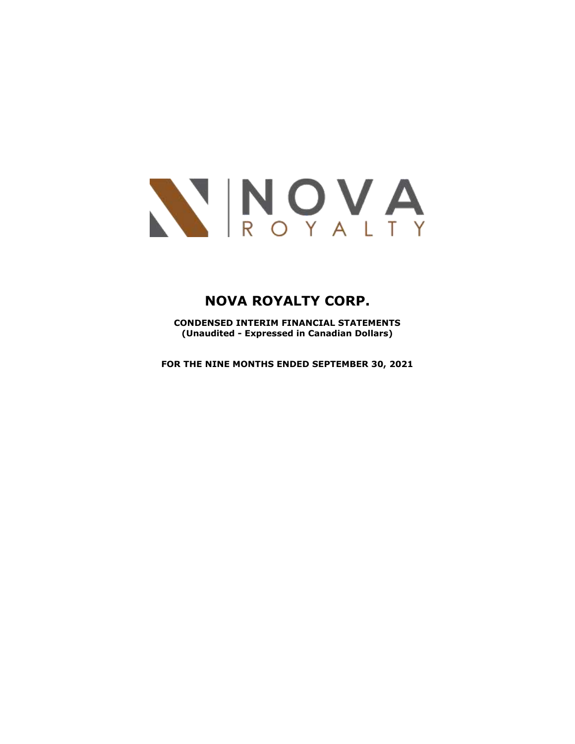# NOVA ROYALTY CORP.

**CONDENSED INTERIM FINANCIAL STATEMENTS**
**(Unaudited - Expressed in Canadian Dollars)**

**FOR THE NINE MONTHS ENDED SEPTEMBER 30, 2021**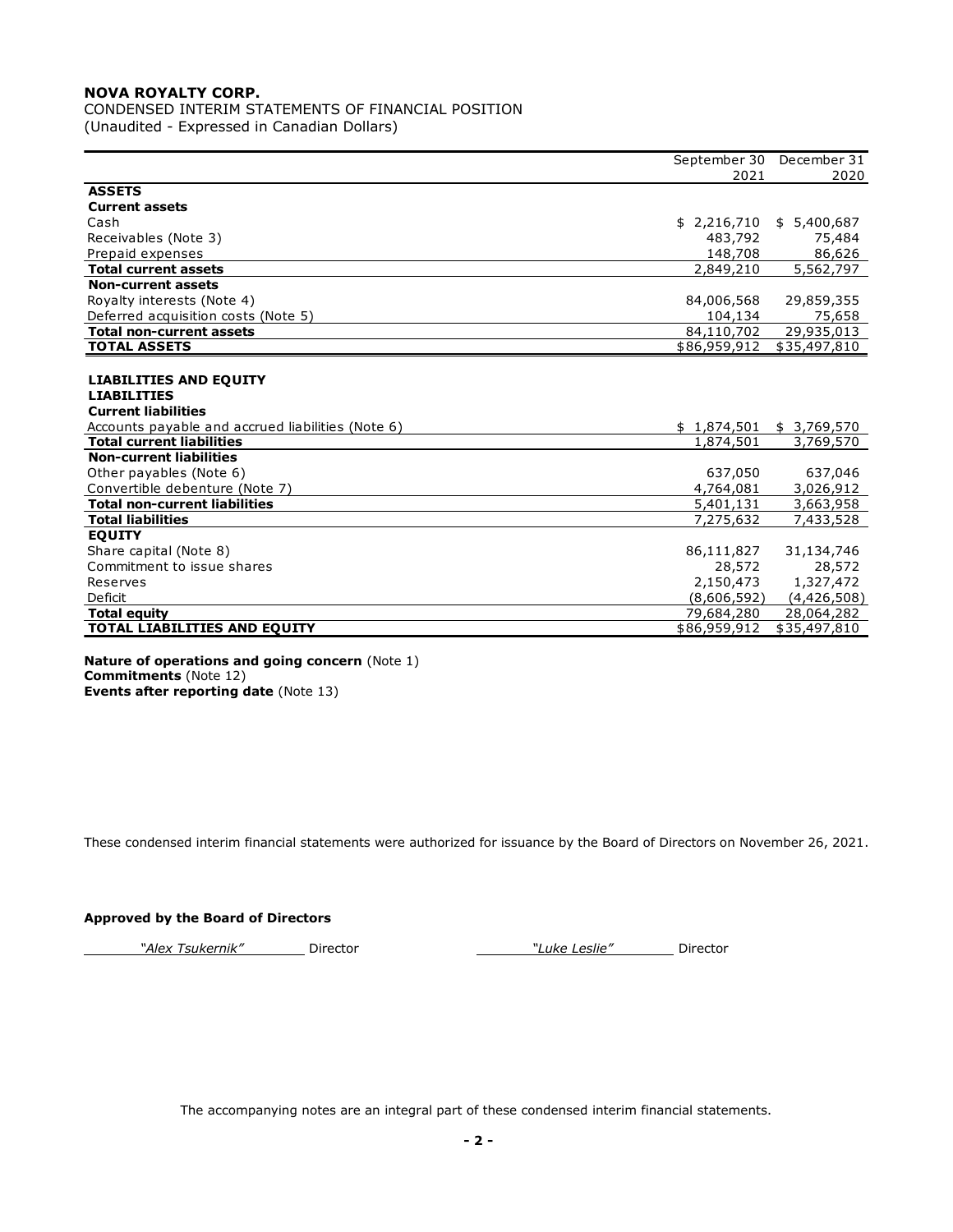**NOVA ROYALTY CORP.**
CONDENSED INTERIM STATEMENTS OF FINANCIAL POSITION
(Unaudited - Expressed in Canadian Dollars)

| | September 30 2021 | December 31 2020 |
|---|---|---|
| **ASSETS** | | |
| **Current assets** | | |
| Cash | $ 2,216,710 | $ 5,400,687 |
| Receivables (Note 3) | 483,792 | 75,484 |
| Prepaid expenses | 148,708 | 86,626 |
| **Total current assets** | 2,849,210 | 5,562,797 |
| **Non-current assets** | | |
| Royalty interests (Note 4) | 84,006,568 | 29,859,355 |
| Deferred acquisition costs (Note 5) | 104,134 | 75,658 |
| **Total non-current assets** | 84,110,702 | 29,935,013 |
| **TOTAL ASSETS** | $86,959,912 | $35,497,810 |
| | | |
| **LIABILITIES AND EQUITY** | | |
| **LIABILITIES** | | |
| **Current liabilities** | | |
| Accounts payable and accrued liabilities (Note 6) | $ 1,874,501 | $ 3,769,570 |
| **Total current liabilities** | 1,874,501 | 3,769,570 |
| **Non-current liabilities** | | |
| Other payables (Note 6) | 637,050 | 637,046 |
| Convertible debenture (Note 7) | 4,764,081 | 3,026,912 |
| **Total non-current liabilities** | 5,401,131 | 3,663,958 |
| **Total liabilities** | 7,275,632 | 7,433,528 |
| **EQUITY** | | |
| Share capital (Note 8) | 86,111,827 | 31,134,746 |
| Commitment to issue shares | 28,572 | 28,572 |
| Reserves | 2,150,473 | 1,327,472 |
| Deficit | (8,606,592) | (4,426,508) |
| **Total equity** | 79,684,280 | 28,064,282 |
| **TOTAL LIABILITIES AND EQUITY** | $86,959,912 | $35,497,810 |

**Nature of operations and going concern** (Note 1)
**Commitments** (Note 12)
**Events after reporting date** (Note 13)

These condensed interim financial statements were authorized for issuance by the Board of Directors on November 26, 2021.

**Approved by the Board of Directors**

*"Alex Tsukernik"* Director *"Luke Leslie"* Director

The accompanying notes are an integral part of these condensed interim financial statements.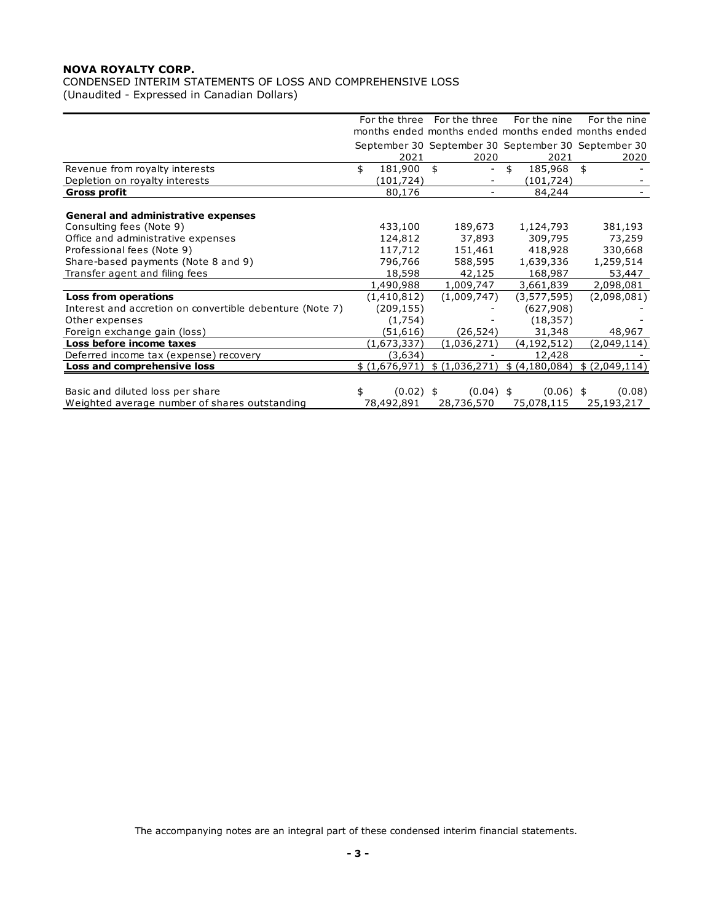**NOVA ROYALTY CORP.**

CONDENSED INTERIM STATEMENTS OF LOSS AND COMPREHENSIVE LOSS

(Unaudited - Expressed in Canadian Dollars)

| | For the three months ended September 30 2021 | For the three months ended September 30 2020 | For the nine months ended September 30 2021 | For the nine months ended September 30 2020 |
|---|---|---|---|---|
| Revenue from royalty interests | $ 181,900 | $ - | $ 185,968 | $ - |
| Depletion on royalty interests | (101,724) | - | (101,724) | - |
| **Gross profit** | 80,176 | - | 84,244 | - |
| | | | | |
| **General and administrative expenses** | | | | |
| Consulting fees (Note 9) | 433,100 | 189,673 | 1,124,793 | 381,193 |
| Office and administrative expenses | 124,812 | 37,893 | 309,795 | 73,259 |
| Professional fees (Note 9) | 117,712 | 151,461 | 418,928 | 330,668 |
| Share-based payments (Note 8 and 9) | 796,766 | 588,595 | 1,639,336 | 1,259,514 |
| Transfer agent and filing fees | 18,598 | 42,125 | 168,987 | 53,447 |
| | 1,490,988 | 1,009,747 | 3,661,839 | 2,098,081 |
| **Loss from operations** | (1,410,812) | (1,009,747) | (3,577,595) | (2,098,081) |
| Interest and accretion on convertible debenture (Note 7) | (209,155) | - | (627,908) | - |
| Other expenses | (1,754) | - | (18,357) | - |
| Foreign exchange gain (loss) | (51,616) | (26,524) | 31,348 | 48,967 |
| **Loss before income taxes** | (1,673,337) | (1,036,271) | (4,192,512) | (2,049,114) |
| Deferred income tax (expense) recovery | (3,634) | - | 12,428 | - |
| **Loss and comprehensive loss** | $ (1,676,971) | $ (1,036,271) | $ (4,180,084) | $ (2,049,114) |
| | | | | |
| Basic and diluted loss per share | $ (0.02) | $ (0.04) | $ (0.06) | $ (0.08) |
| Weighted average number of shares outstanding | 78,492,891 | 28,736,570 | 75,078,115 | 25,193,217 |

The accompanying notes are an integral part of these condensed interim financial statements.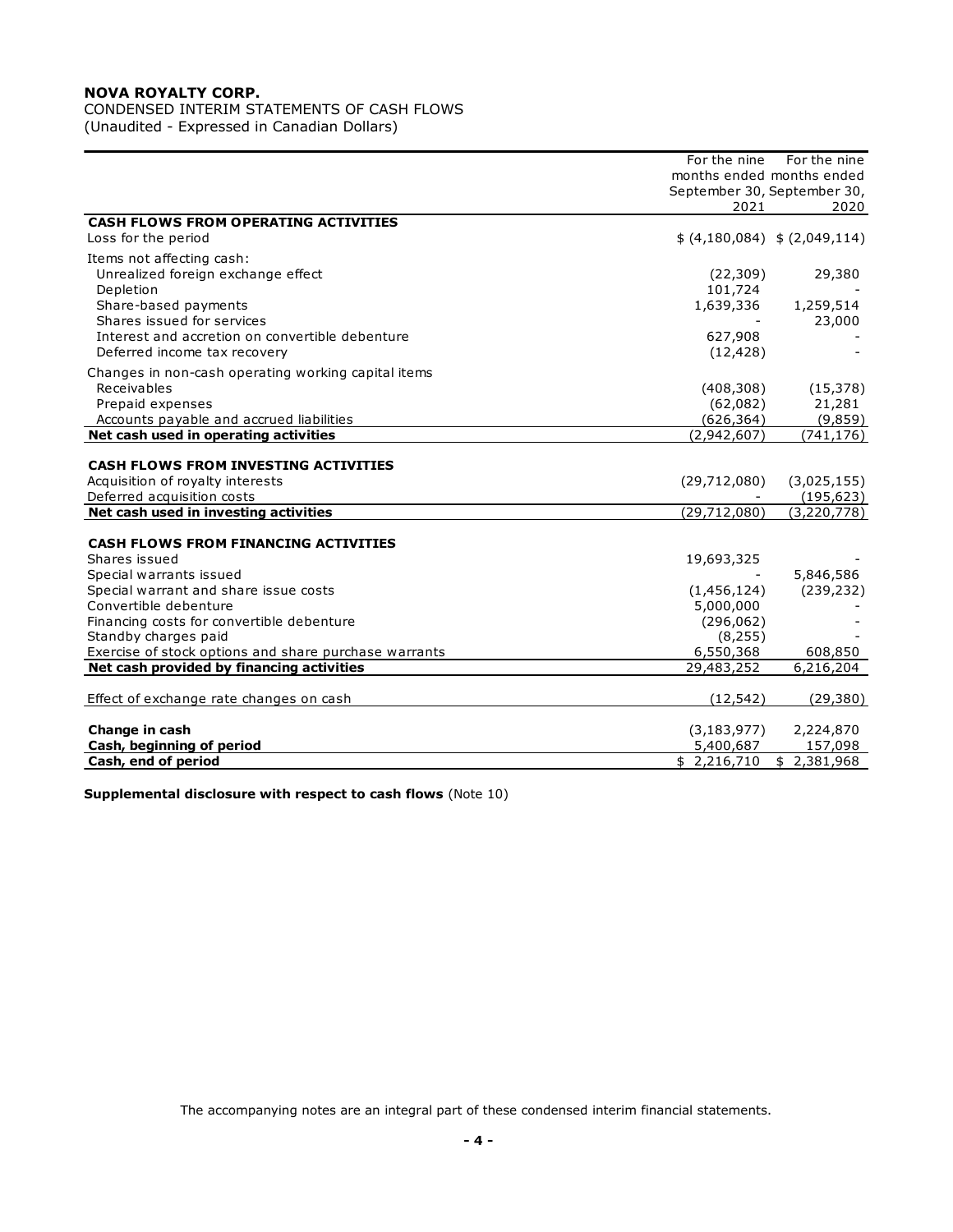**NOVA ROYALTY CORP.**

CONDENSED INTERIM STATEMENTS OF CASH FLOWS

(Unaudited - Expressed in Canadian Dollars)

| | For the nine months ended September 30, 2021 | For the nine months ended September 30, 2020 |
|---|---|---|
| **CASH FLOWS FROM OPERATING ACTIVITIES** | | |
| Loss for the period | $ (4,180,084) | $ (2,049,114) |
| Items not affecting cash: | | |
| Unrealized foreign exchange effect | (22,309) | 29,380 |
| Depletion | 101,724 | - |
| Share-based payments | 1,639,336 | 1,259,514 |
| Shares issued for services | - | 23,000 |
| Interest and accretion on convertible debenture | 627,908 | - |
| Deferred income tax recovery | (12,428) | - |
| Changes in non-cash operating working capital items | | |
| Receivables | (408,308) | (15,378) |
| Prepaid expenses | (62,082) | 21,281 |
| Accounts payable and accrued liabilities | (626,364) | (9,859) |
| **Net cash used in operating activities** | (2,942,607) | (741,176) |
| **CASH FLOWS FROM INVESTING ACTIVITIES** | | |
| Acquisition of royalty interests | (29,712,080) | (3,025,155) |
| Deferred acquisition costs | - | (195,623) |
| **Net cash used in investing activities** | (29,712,080) | (3,220,778) |
| **CASH FLOWS FROM FINANCING ACTIVITIES** | | |
| Shares issued | 19,693,325 | - |
| Special warrants issued | - | 5,846,586 |
| Special warrant and share issue costs | (1,456,124) | (239,232) |
| Convertible debenture | 5,000,000 | - |
| Financing costs for convertible debenture | (296,062) | - |
| Standby charges paid | (8,255) | - |
| Exercise of stock options and share purchase warrants | 6,550,368 | 608,850 |
| **Net cash provided by financing activities** | 29,483,252 | 6,216,204 |
| Effect of exchange rate changes on cash | (12,542) | (29,380) |
| **Change in cash** | (3,183,977) | 2,224,870 |
| **Cash, beginning of period** | 5,400,687 | 157,098 |
| **Cash, end of period** | $ 2,216,710 | $ 2,381,968 |

**Supplemental disclosure with respect to cash flows** (Note 10)

The accompanying notes are an integral part of these condensed interim financial statements.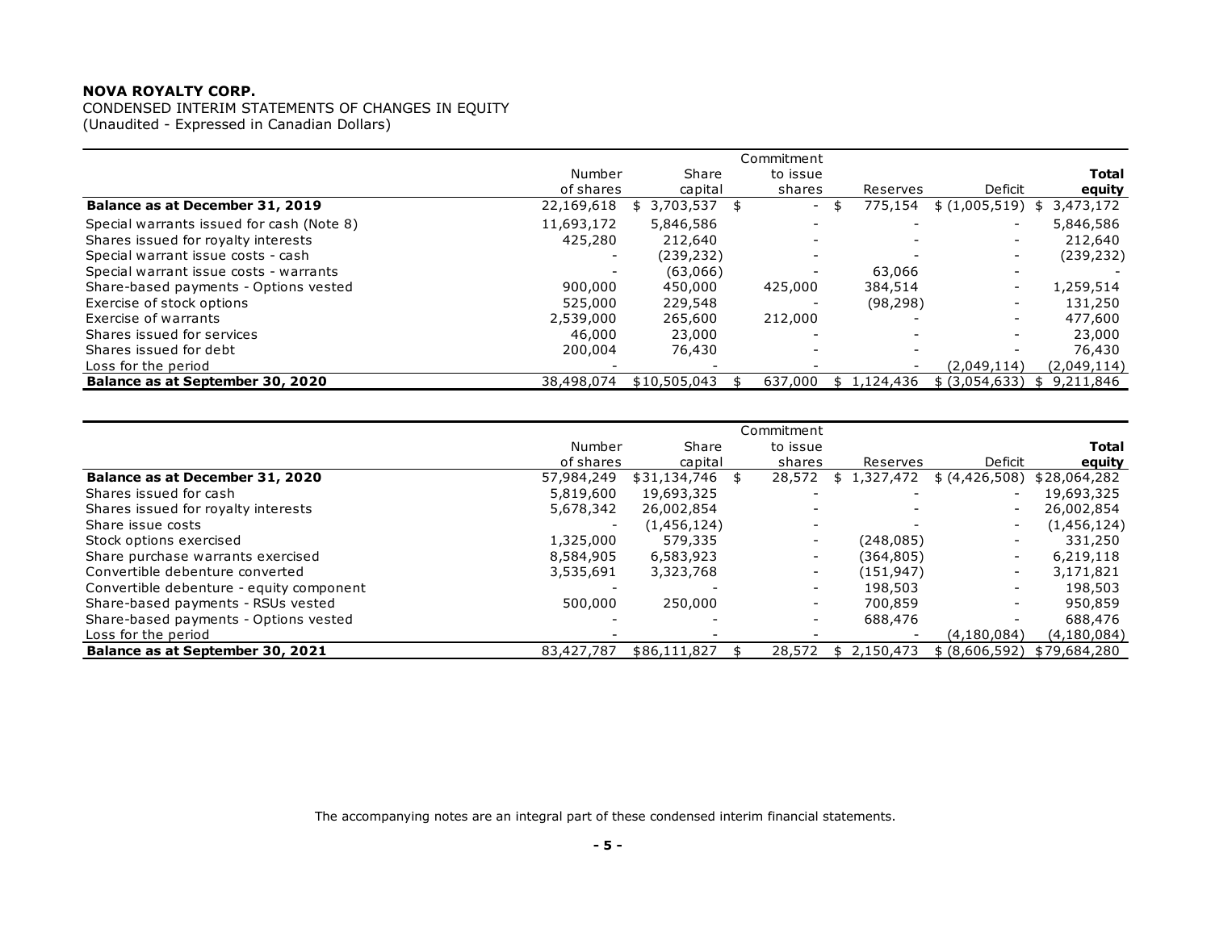**NOVA ROYALTY CORP.**

CONDENSED INTERIM STATEMENTS OF CHANGES IN EQUITY
(Unaudited - Expressed in Canadian Dollars)

| | Number of shares | Share capital | Commitment to issue shares | Reserves | Deficit | **Total equity** |
|---|---|---|---|---|---|---|
| **Balance as at December 31, 2019** | 22,169,618 | $ 3,703,537 | $ - | $ 775,154 | $ (1,005,519) | $ 3,473,172 |
| Special warrants issued for cash (Note 8) | 11,693,172 | 5,846,586 | - | - | - | 5,846,586 |
| Shares issued for royalty interests | 425,280 | 212,640 | - | - | - | 212,640 |
| Special warrant issue costs - cash | - | (239,232) | - | - | - | (239,232) |
| Special warrant issue costs - warrants | - | (63,066) | - | 63,066 | - | - |
| Share-based payments - Options vested | 900,000 | 450,000 | 425,000 | 384,514 | - | 1,259,514 |
| Exercise of stock options | 525,000 | 229,548 | - | (98,298) | - | 131,250 |
| Exercise of warrants | 2,539,000 | 265,600 | 212,000 | - | - | 477,600 |
| Shares issued for services | 46,000 | 23,000 | - | - | - | 23,000 |
| Shares issued for debt | 200,004 | 76,430 | - | - | - | 76,430 |
| Loss for the period | - | - | - | - | (2,049,114) | (2,049,114) |
| **Balance as at September 30, 2020** | 38,498,074 | $10,505,043 | $ 637,000 | $ 1,124,436 | $ (3,054,633) | $ 9,211,846 |

| | Number of shares | Share capital | Commitment to issue shares | Reserves | Deficit | **Total equity** |
|---|---|---|---|---|---|---|
| **Balance as at December 31, 2020** | 57,984,249 | $31,134,746 | $ 28,572 | $ 1,327,472 | $ (4,426,508) | $28,064,282 |
| Shares issued for cash | 5,819,600 | 19,693,325 | - | - | - | 19,693,325 |
| Shares issued for royalty interests | 5,678,342 | 26,002,854 | - | - | - | 26,002,854 |
| Share issue costs | - | (1,456,124) | - | - | - | (1,456,124) |
| Stock options exercised | 1,325,000 | 579,335 | - | (248,085) | - | 331,250 |
| Share purchase warrants exercised | 8,584,905 | 6,583,923 | - | (364,805) | - | 6,219,118 |
| Convertible debenture converted | 3,535,691 | 3,323,768 | - | (151,947) | - | 3,171,821 |
| Convertible debenture - equity component | - | - | - | 198,503 | - | 198,503 |
| Share-based payments - RSUs vested | 500,000 | 250,000 | - | 700,859 | - | 950,859 |
| Share-based payments - Options vested | - | - | - | 688,476 | - | 688,476 |
| Loss for the period | - | - | - | - | (4,180,084) | (4,180,084) |
| **Balance as at September 30, 2021** | 83,427,787 | $86,111,827 | $ 28,572 | $ 2,150,473 | $ (8,606,592) | $79,684,280 |

The accompanying notes are an integral part of these condensed interim financial statements.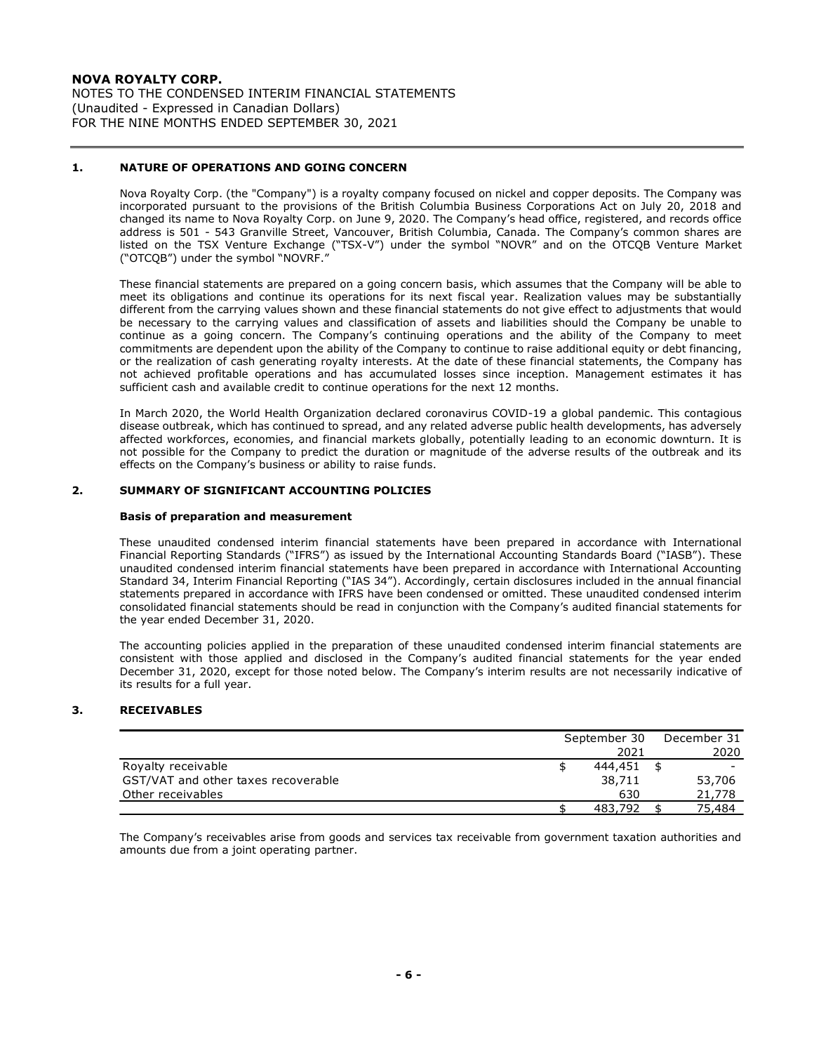**NOVA ROYALTY CORP.**
NOTES TO THE CONDENSED INTERIM FINANCIAL STATEMENTS
(Unaudited - Expressed in Canadian Dollars)
FOR THE NINE MONTHS ENDED SEPTEMBER 30, 2021

## 1. NATURE OF OPERATIONS AND GOING CONCERN

Nova Royalty Corp. (the "Company") is a royalty company focused on nickel and copper deposits. The Company was incorporated pursuant to the provisions of the British Columbia Business Corporations Act on July 20, 2018 and changed its name to Nova Royalty Corp. on June 9, 2020. The Company's head office, registered, and records office address is 501 - 543 Granville Street, Vancouver, British Columbia, Canada. The Company's common shares are listed on the TSX Venture Exchange ("TSX-V") under the symbol "NOVR" and on the OTCQB Venture Market ("OTCQB") under the symbol "NOVRF."

These financial statements are prepared on a going concern basis, which assumes that the Company will be able to meet its obligations and continue its operations for its next fiscal year. Realization values may be substantially different from the carrying values shown and these financial statements do not give effect to adjustments that would be necessary to the carrying values and classification of assets and liabilities should the Company be unable to continue as a going concern. The Company's continuing operations and the ability of the Company to meet commitments are dependent upon the ability of the Company to continue to raise additional equity or debt financing, or the realization of cash generating royalty interests. At the date of these financial statements, the Company has not achieved profitable operations and has accumulated losses since inception. Management estimates it has sufficient cash and available credit to continue operations for the next 12 months.

In March 2020, the World Health Organization declared coronavirus COVID-19 a global pandemic. This contagious disease outbreak, which has continued to spread, and any related adverse public health developments, has adversely affected workforces, economies, and financial markets globally, potentially leading to an economic downturn. It is not possible for the Company to predict the duration or magnitude of the adverse results of the outbreak and its effects on the Company's business or ability to raise funds.

## 2. SUMMARY OF SIGNIFICANT ACCOUNTING POLICIES

### Basis of preparation and measurement

These unaudited condensed interim financial statements have been prepared in accordance with International Financial Reporting Standards ("IFRS") as issued by the International Accounting Standards Board ("IASB"). These unaudited condensed interim financial statements have been prepared in accordance with International Accounting Standard 34, Interim Financial Reporting ("IAS 34"). Accordingly, certain disclosures included in the annual financial statements prepared in accordance with IFRS have been condensed or omitted. These unaudited condensed interim consolidated financial statements should be read in conjunction with the Company's audited financial statements for the year ended December 31, 2020.

The accounting policies applied in the preparation of these unaudited condensed interim financial statements are consistent with those applied and disclosed in the Company's audited financial statements for the year ended December 31, 2020, except for those noted below. The Company's interim results are not necessarily indicative of its results for a full year.

## 3. RECEIVABLES

| | September 30 2021 | December 31 2020 |
|---|---|---|
| Royalty receivable | $ 444,451 | $ - |
| GST/VAT and other taxes recoverable | 38,711 | 53,706 |
| Other receivables | 630 | 21,778 |
| | $ 483,792 | $ 75,484 |

The Company's receivables arise from goods and services tax receivable from government taxation authorities and amounts due from a joint operating partner.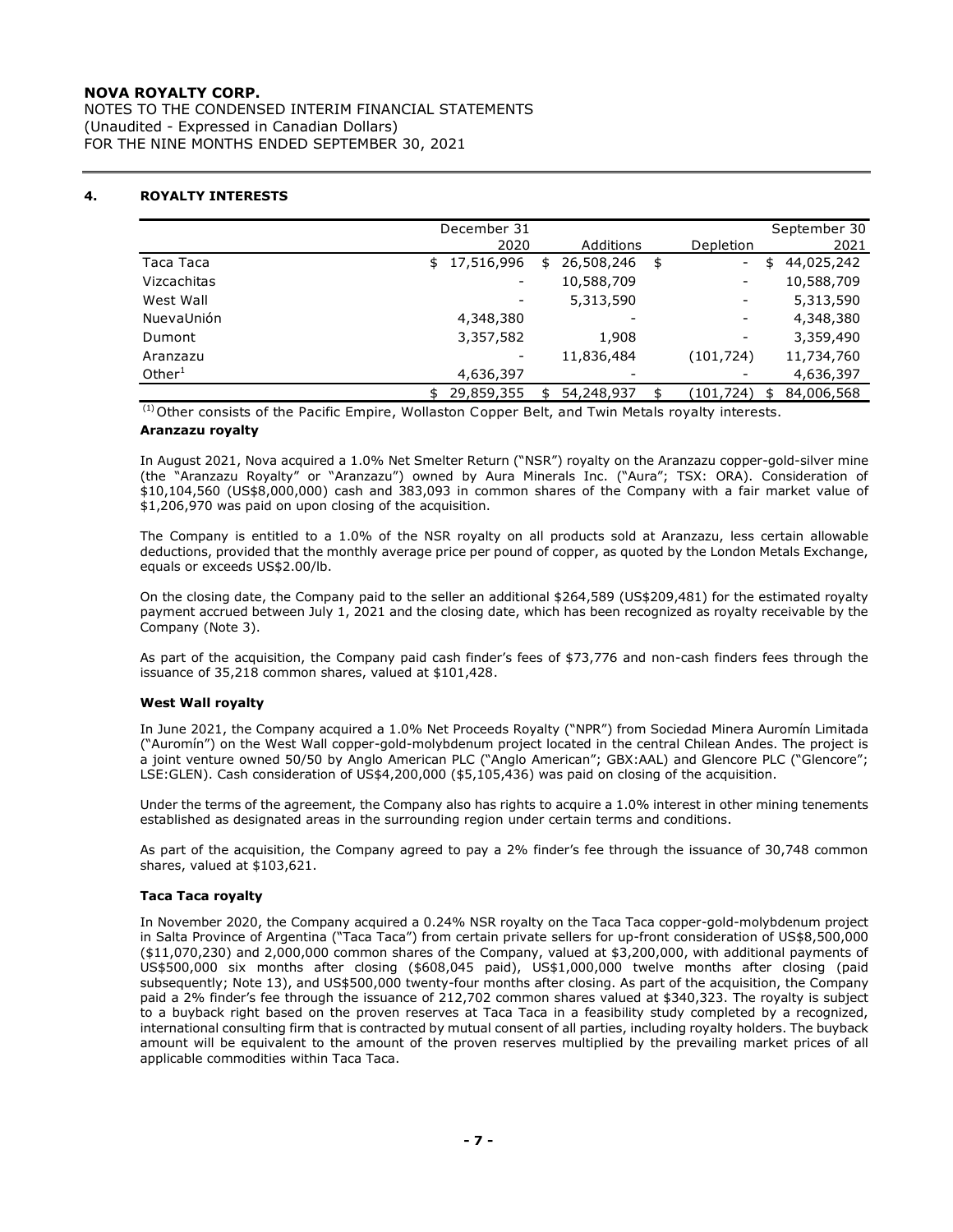## 4. ROYALTY INTERESTS

| | December 31 2020 | Additions | Depletion | September 30 2021 |
|---|---|---|---|---|
| Taca Taca | $ 17,516,996 | $ 26,508,246 | $ - | $ 44,025,242 |
| Vizcachitas | - | 10,588,709 | - | 10,588,709 |
| West Wall | - | 5,313,590 | - | 5,313,590 |
| NuevaUnión | 4,348,380 | - | - | 4,348,380 |
| Dumont | 3,357,582 | 1,908 | - | 3,359,490 |
| Aranzazu | - | 11,836,484 | (101,724) | 11,734,760 |
| Other[1] | 4,636,397 | - | - | 4,636,397 |
| | $ 29,859,355 | $ 54,248,937 | $ (101,724) | $ 84,006,568 |

(1) Other consists of the Pacific Empire, Wollaston Copper Belt, and Twin Metals royalty interests.

**Aranzazu royalty**

In August 2021, Nova acquired a 1.0% Net Smelter Return ("NSR") royalty on the Aranzazu copper-gold-silver mine (the "Aranzazu Royalty" or "Aranzazu") owned by Aura Minerals Inc. ("Aura"; TSX: ORA). Consideration of $10,104,560 (US$8,000,000) cash and 383,093 in common shares of the Company with a fair market value of $1,206,970 was paid on upon closing of the acquisition.

The Company is entitled to a 1.0% of the NSR royalty on all products sold at Aranzazu, less certain allowable deductions, provided that the monthly average price per pound of copper, as quoted by the London Metals Exchange, equals or exceeds US$2.00/lb.

On the closing date, the Company paid to the seller an additional $264,589 (US$209,481) for the estimated royalty payment accrued between July 1, 2021 and the closing date, which has been recognized as royalty receivable by the Company (Note 3).

As part of the acquisition, the Company paid cash finder's fees of $73,776 and non-cash finders fees through the issuance of 35,218 common shares, valued at $101,428.

**West Wall royalty**

In June 2021, the Company acquired a 1.0% Net Proceeds Royalty ("NPR") from Sociedad Minera Auromín Limitada ("Auromín") on the West Wall copper-gold-molybdenum project located in the central Chilean Andes. The project is a joint venture owned 50/50 by Anglo American PLC ("Anglo American"; GBX:AAL) and Glencore PLC ("Glencore"; LSE:GLEN). Cash consideration of US$4,200,000 ($5,105,436) was paid on closing of the acquisition.

Under the terms of the agreement, the Company also has rights to acquire a 1.0% interest in other mining tenements established as designated areas in the surrounding region under certain terms and conditions.

As part of the acquisition, the Company agreed to pay a 2% finder's fee through the issuance of 30,748 common shares, valued at $103,621.

**Taca Taca royalty**

In November 2020, the Company acquired a 0.24% NSR royalty on the Taca Taca copper-gold-molybdenum project in Salta Province of Argentina ("Taca Taca") from certain private sellers for up-front consideration of US$8,500,000 ($11,070,230) and 2,000,000 common shares of the Company, valued at $3,200,000, with additional payments of US$500,000 six months after closing ($608,045 paid), US$1,000,000 twelve months after closing (paid subsequently; Note 13), and US$500,000 twenty-four months after closing. As part of the acquisition, the Company paid a 2% finder's fee through the issuance of 212,702 common shares valued at $340,323. The royalty is subject to a buyback right based on the proven reserves at Taca Taca in a feasibility study completed by a recognized, international consulting firm that is contracted by mutual consent of all parties, including royalty holders. The buyback amount will be equivalent to the amount of the proven reserves multiplied by the prevailing market prices of all applicable commodities within Taca Taca.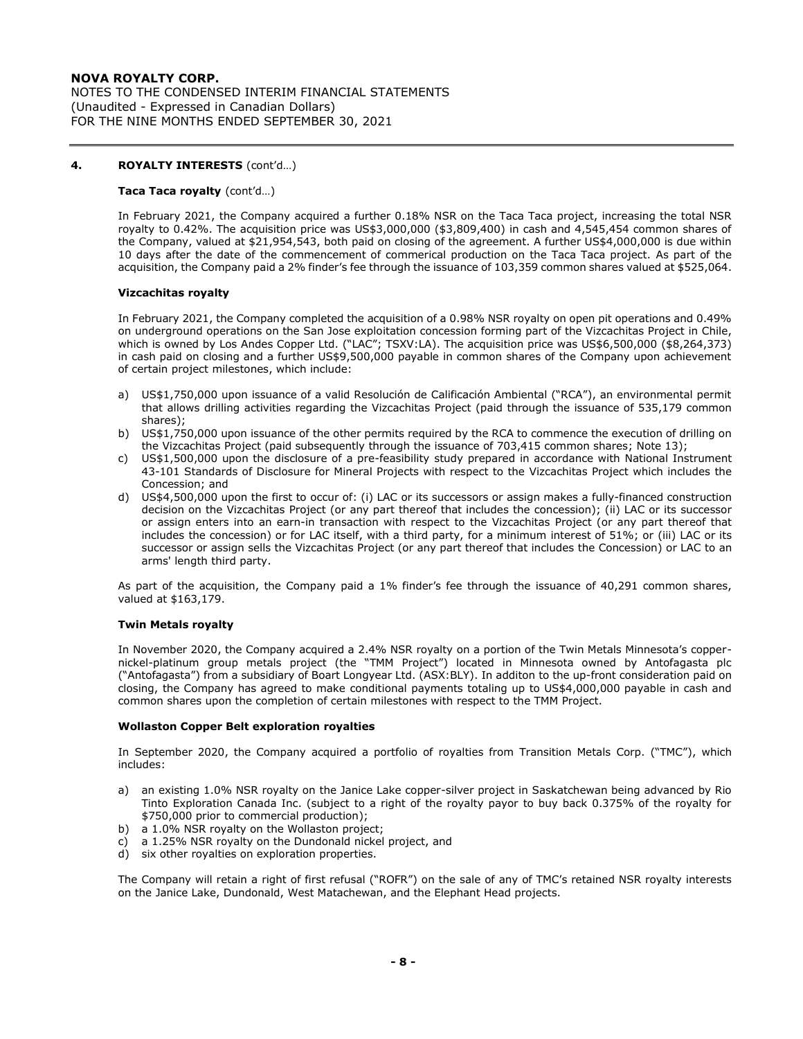## 4. ROYALTY INTERESTS (cont'd…)

### Taca Taca royalty (cont'd…)

In February 2021, the Company acquired a further 0.18% NSR on the Taca Taca project, increasing the total NSR royalty to 0.42%. The acquisition price was US$3,000,000 ($3,809,400) in cash and 4,545,454 common shares of the Company, valued at $21,954,543, both paid on closing of the agreement. A further US$4,000,000 is due within 10 days after the date of the commencement of commerical production on the Taca Taca project. As part of the acquisition, the Company paid a 2% finder's fee through the issuance of 103,359 common shares valued at $525,064.

### Vizcachitas royalty

In February 2021, the Company completed the acquisition of a 0.98% NSR royalty on open pit operations and 0.49% on underground operations on the San Jose exploitation concession forming part of the Vizcachitas Project in Chile, which is owned by Los Andes Copper Ltd. ("LAC"; TSXV:LA). The acquisition price was US$6,500,000 ($8,264,373) in cash paid on closing and a further US$9,500,000 payable in common shares of the Company upon achievement of certain project milestones, which include:

a) US$1,750,000 upon issuance of a valid Resolución de Calificación Ambiental ("RCA"), an environmental permit that allows drilling activities regarding the Vizcachitas Project (paid through the issuance of 535,179 common shares);
b) US$1,750,000 upon issuance of the other permits required by the RCA to commence the execution of drilling on the Vizcachitas Project (paid subsequently through the issuance of 703,415 common shares; Note 13);
c) US$1,500,000 upon the disclosure of a pre-feasibility study prepared in accordance with National Instrument 43-101 Standards of Disclosure for Mineral Projects with respect to the Vizcachitas Project which includes the Concession; and
d) US$4,500,000 upon the first to occur of: (i) LAC or its successors or assign makes a fully-financed construction decision on the Vizcachitas Project (or any part thereof that includes the concession); (ii) LAC or its successor or assign enters into an earn-in transaction with respect to the Vizcachitas Project (or any part thereof that includes the concession) or for LAC itself, with a third party, for a minimum interest of 51%; or (iii) LAC or its successor or assign sells the Vizcachitas Project (or any part thereof that includes the Concession) or LAC to an arms' length third party.

As part of the acquisition, the Company paid a 1% finder's fee through the issuance of 40,291 common shares, valued at $163,179.

### Twin Metals royalty

In November 2020, the Company acquired a 2.4% NSR royalty on a portion of the Twin Metals Minnesota's copper-nickel-platinum group metals project (the "TMM Project") located in Minnesota owned by Antofagasta plc ("Antofagasta") from a subsidiary of Boart Longyear Ltd. (ASX:BLY). In additon to the up-front consideration paid on closing, the Company has agreed to make conditional payments totaling up to US$4,000,000 payable in cash and common shares upon the completion of certain milestones with respect to the TMM Project.

### Wollaston Copper Belt exploration royalties

In September 2020, the Company acquired a portfolio of royalties from Transition Metals Corp. ("TMC"), which includes:

a) an existing 1.0% NSR royalty on the Janice Lake copper-silver project in Saskatchewan being advanced by Rio Tinto Exploration Canada Inc. (subject to a right of the royalty payor to buy back 0.375% of the royalty for $750,000 prior to commercial production);
b) a 1.0% NSR royalty on the Wollaston project;
c) a 1.25% NSR royalty on the Dundonald nickel project, and
d) six other royalties on exploration properties.

The Company will retain a right of first refusal ("ROFR") on the sale of any of TMC's retained NSR royalty interests on the Janice Lake, Dundonald, West Matachewan, and the Elephant Head projects.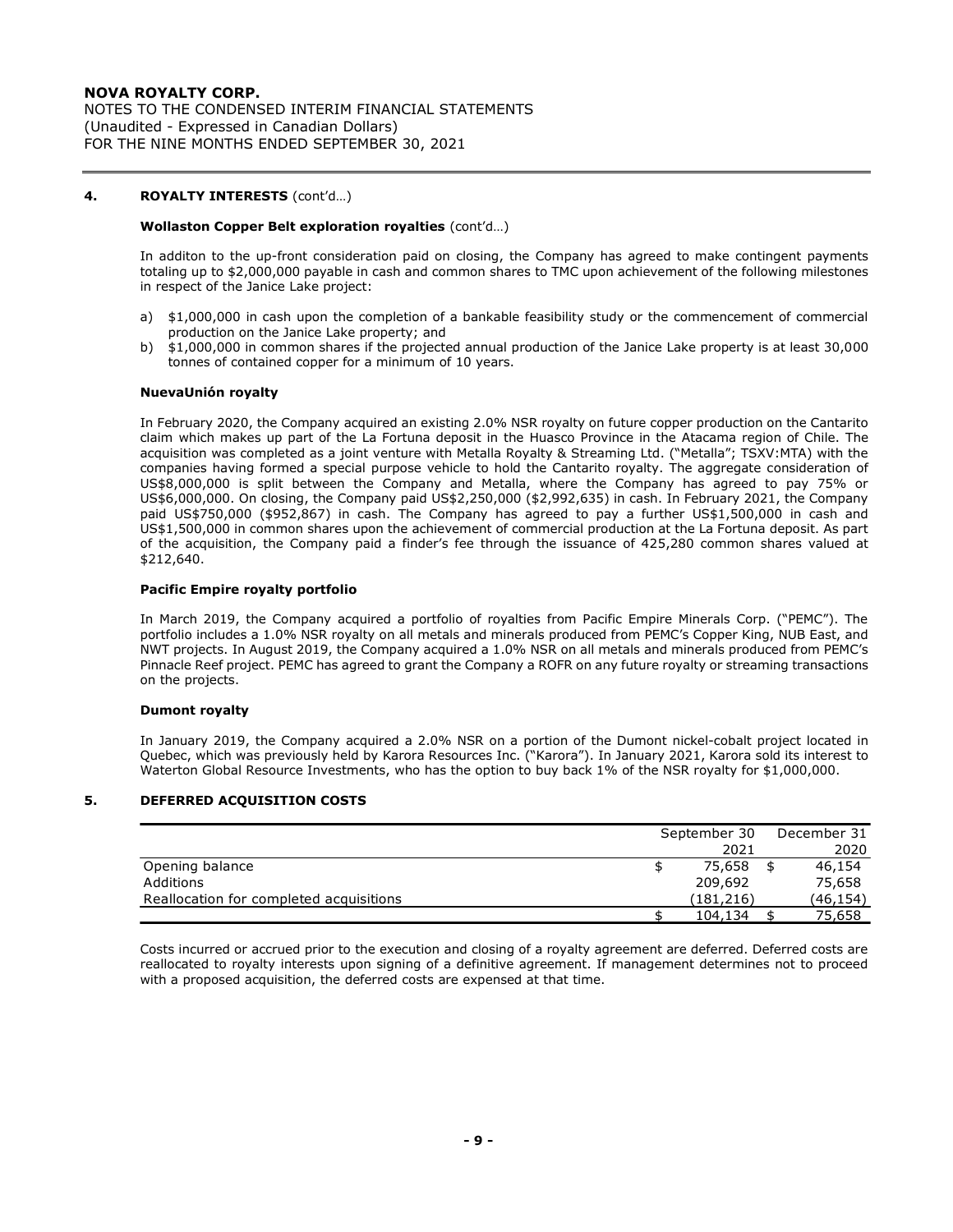## 4. ROYALTY INTERESTS (cont'd…)

### Wollaston Copper Belt exploration royalties (cont'd…)

In additon to the up-front consideration paid on closing, the Company has agreed to make contingent payments totaling up to $2,000,000 payable in cash and common shares to TMC upon achievement of the following milestones in respect of the Janice Lake project:

a) $1,000,000 in cash upon the completion of a bankable feasibility study or the commencement of commercial production on the Janice Lake property; and
b) $1,000,000 in common shares if the projected annual production of the Janice Lake property is at least 30,000 tonnes of contained copper for a minimum of 10 years.

### NuevaUnión royalty

In February 2020, the Company acquired an existing 2.0% NSR royalty on future copper production on the Cantarito claim which makes up part of the La Fortuna deposit in the Huasco Province in the Atacama region of Chile. The acquisition was completed as a joint venture with Metalla Royalty & Streaming Ltd. ("Metalla"; TSXV:MTA) with the companies having formed a special purpose vehicle to hold the Cantarito royalty. The aggregate consideration of US$8,000,000 is split between the Company and Metalla, where the Company has agreed to pay 75% or US$6,000,000. On closing, the Company paid US$2,250,000 ($2,992,635) in cash. In February 2021, the Company paid US$750,000 ($952,867) in cash. The Company has agreed to pay a further US$1,500,000 in cash and US$1,500,000 in common shares upon the achievement of commercial production at the La Fortuna deposit. As part of the acquisition, the Company paid a finder's fee through the issuance of 425,280 common shares valued at $212,640.

### Pacific Empire royalty portfolio

In March 2019, the Company acquired a portfolio of royalties from Pacific Empire Minerals Corp. ("PEMC"). The portfolio includes a 1.0% NSR royalty on all metals and minerals produced from PEMC's Copper King, NUB East, and NWT projects. In August 2019, the Company acquired a 1.0% NSR on all metals and minerals produced from PEMC's Pinnacle Reef project. PEMC has agreed to grant the Company a ROFR on any future royalty or streaming transactions on the projects.

### Dumont royalty

In January 2019, the Company acquired a 2.0% NSR on a portion of the Dumont nickel-cobalt project located in Quebec, which was previously held by Karora Resources Inc. ("Karora"). In January 2021, Karora sold its interest to Waterton Global Resource Investments, who has the option to buy back 1% of the NSR royalty for $1,000,000.

## 5. DEFERRED ACQUISITION COSTS

| | September 30 2021 | December 31 2020 |
|---|---|---|
| Opening balance | $ 75,658 | $ 46,154 |
| Additions | 209,692 | 75,658 |
| Reallocation for completed acquisitions | (181,216) | (46,154) |
| | $ 104,134 | $ 75,658 |

Costs incurred or accrued prior to the execution and closing of a royalty agreement are deferred. Deferred costs are reallocated to royalty interests upon signing of a definitive agreement. If management determines not to proceed with a proposed acquisition, the deferred costs are expensed at that time.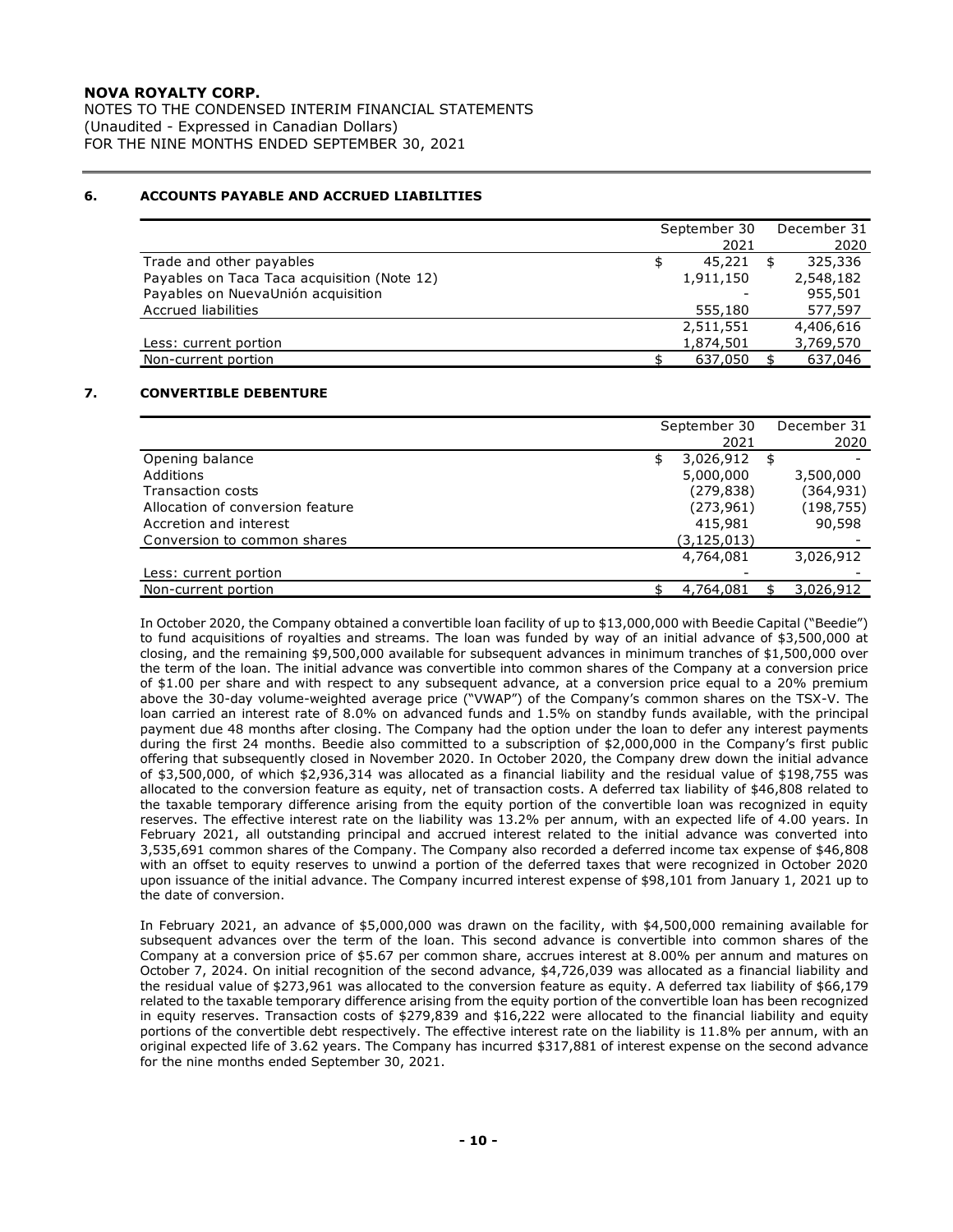## 6. ACCOUNTS PAYABLE AND ACCRUED LIABILITIES

| | September 30 2021 | December 31 2020 |
|---|---|---|
| Trade and other payables | $ 45,221 | $ 325,336 |
| Payables on Taca Taca acquisition (Note 12) | 1,911,150 | 2,548,182 |
| Payables on NuevaUnión acquisition | - | 955,501 |
| Accrued liabilities | 555,180 | 577,597 |
| | 2,511,551 | 4,406,616 |
| Less: current portion | 1,874,501 | 3,769,570 |
| Non-current portion | $ 637,050 | $ 637,046 |

## 7. CONVERTIBLE DEBENTURE

| | September 30 2021 | December 31 2020 |
|---|---|---|
| Opening balance | $ 3,026,912 | $ - |
| Additions | 5,000,000 | 3,500,000 |
| Transaction costs | (279,838) | (364,931) |
| Allocation of conversion feature | (273,961) | (198,755) |
| Accretion and interest | 415,981 | 90,598 |
| Conversion to common shares | (3,125,013) | - |
| | 4,764,081 | 3,026,912 |
| Less: current portion | - | - |
| Non-current portion | $ 4,764,081 | $ 3,026,912 |

In October 2020, the Company obtained a convertible loan facility of up to $13,000,000 with Beedie Capital ("Beedie") to fund acquisitions of royalties and streams. The loan was funded by way of an initial advance of $3,500,000 at closing, and the remaining $9,500,000 available for subsequent advances in minimum tranches of $1,500,000 over the term of the loan. The initial advance was convertible into common shares of the Company at a conversion price of $1.00 per share and with respect to any subsequent advance, at a conversion price equal to a 20% premium above the 30-day volume-weighted average price ("VWAP") of the Company's common shares on the TSX-V. The loan carried an interest rate of 8.0% on advanced funds and 1.5% on standby funds available, with the principal payment due 48 months after closing. The Company had the option under the loan to defer any interest payments during the first 24 months. Beedie also committed to a subscription of $2,000,000 in the Company's first public offering that subsequently closed in November 2020. In October 2020, the Company drew down the initial advance of $3,500,000, of which $2,936,314 was allocated as a financial liability and the residual value of $198,755 was allocated to the conversion feature as equity, net of transaction costs. A deferred tax liability of $46,808 related to the taxable temporary difference arising from the equity portion of the convertible loan was recognized in equity reserves. The effective interest rate on the liability was 13.2% per annum, with an expected life of 4.00 years. In February 2021, all outstanding principal and accrued interest related to the initial advance was converted into 3,535,691 common shares of the Company. The Company also recorded a deferred income tax expense of $46,808 with an offset to equity reserves to unwind a portion of the deferred taxes that were recognized in October 2020 upon issuance of the initial advance. The Company incurred interest expense of $98,101 from January 1, 2021 up to the date of conversion.

In February 2021, an advance of $5,000,000 was drawn on the facility, with $4,500,000 remaining available for subsequent advances over the term of the loan. This second advance is convertible into common shares of the Company at a conversion price of $5.67 per common share, accrues interest at 8.00% per annum and matures on October 7, 2024. On initial recognition of the second advance, $4,726,039 was allocated as a financial liability and the residual value of $273,961 was allocated to the conversion feature as equity. A deferred tax liability of $66,179 related to the taxable temporary difference arising from the equity portion of the convertible loan has been recognized in equity reserves. Transaction costs of $279,839 and $16,222 were allocated to the financial liability and equity portions of the convertible debt respectively. The effective interest rate on the liability is 11.8% per annum, with an original expected life of 3.62 years. The Company has incurred $317,881 of interest expense on the second advance for the nine months ended September 30, 2021.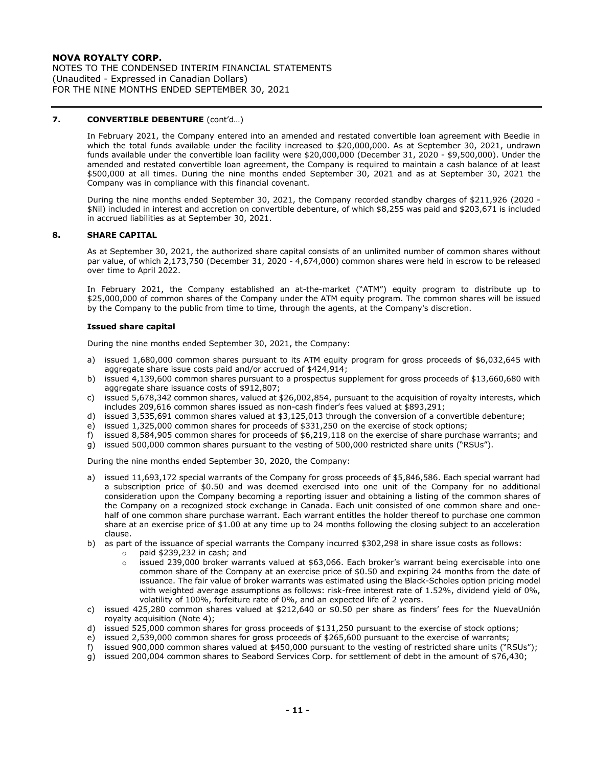## 7. CONVERTIBLE DEBENTURE (cont'd…)

In February 2021, the Company entered into an amended and restated convertible loan agreement with Beedie in which the total funds available under the facility increased to $20,000,000. As at September 30, 2021, undrawn funds available under the convertible loan facility were $20,000,000 (December 31, 2020 - $9,500,000). Under the amended and restated convertible loan agreement, the Company is required to maintain a cash balance of at least $500,000 at all times. During the nine months ended September 30, 2021 and as at September 30, 2021 the Company was in compliance with this financial covenant.

During the nine months ended September 30, 2021, the Company recorded standby charges of $211,926 (2020 - $Nil) included in interest and accretion on convertible debenture, of which $8,255 was paid and $203,671 is included in accrued liabilities as at September 30, 2021.

## 8. SHARE CAPITAL

As at September 30, 2021, the authorized share capital consists of an unlimited number of common shares without par value, of which 2,173,750 (December 31, 2020 - 4,674,000) common shares were held in escrow to be released over time to April 2022.

In February 2021, the Company established an at-the-market ("ATM") equity program to distribute up to $25,000,000 of common shares of the Company under the ATM equity program. The common shares will be issued by the Company to the public from time to time, through the agents, at the Company's discretion.

### Issued share capital

During the nine months ended September 30, 2021, the Company:

a) issued 1,680,000 common shares pursuant to its ATM equity program for gross proceeds of $6,032,645 with aggregate share issue costs paid and/or accrued of $424,914;
b) issued 4,139,600 common shares pursuant to a prospectus supplement for gross proceeds of $13,660,680 with aggregate share issuance costs of $912,807;
c) issued 5,678,342 common shares, valued at $26,002,854, pursuant to the acquisition of royalty interests, which includes 209,616 common shares issued as non-cash finder's fees valued at $893,291;
d) issued 3,535,691 common shares valued at $3,125,013 through the conversion of a convertible debenture;
e) issued 1,325,000 common shares for proceeds of $331,250 on the exercise of stock options;
f) issued 8,584,905 common shares for proceeds of $6,219,118 on the exercise of share purchase warrants; and
g) issued 500,000 common shares pursuant to the vesting of 500,000 restricted share units ("RSUs").

During the nine months ended September 30, 2020, the Company:

a) issued 11,693,172 special warrants of the Company for gross proceeds of $5,846,586. Each special warrant had a subscription price of $0.50 and was deemed exercised into one unit of the Company for no additional consideration upon the Company becoming a reporting issuer and obtaining a listing of the common shares of the Company on a recognized stock exchange in Canada. Each unit consisted of one common share and one-half of one common share purchase warrant. Each warrant entitles the holder thereof to purchase one common share at an exercise price of $1.00 at any time up to 24 months following the closing subject to an acceleration clause.
b) as part of the issuance of special warrants the Company incurred $302,298 in share issue costs as follows:
   - paid $239,232 in cash; and
   - issued 239,000 broker warrants valued at $63,066. Each broker's warrant being exercisable into one common share of the Company at an exercise price of $0.50 and expiring 24 months from the date of issuance. The fair value of broker warrants was estimated using the Black-Scholes option pricing model with weighted average assumptions as follows: risk-free interest rate of 1.52%, dividend yield of 0%, volatility of 100%, forfeiture rate of 0%, and an expected life of 2 years.
c) issued 425,280 common shares valued at $212,640 or $0.50 per share as finders' fees for the NuevaUnión royalty acquisition (Note 4);
d) issued 525,000 common shares for gross proceeds of $131,250 pursuant to the exercise of stock options;
e) issued 2,539,000 common shares for gross proceeds of $265,600 pursuant to the exercise of warrants;
f) issued 900,000 common shares valued at $450,000 pursuant to the vesting of restricted share units ("RSUs");
g) issued 200,004 common shares to Seabord Services Corp. for settlement of debt in the amount of $76,430;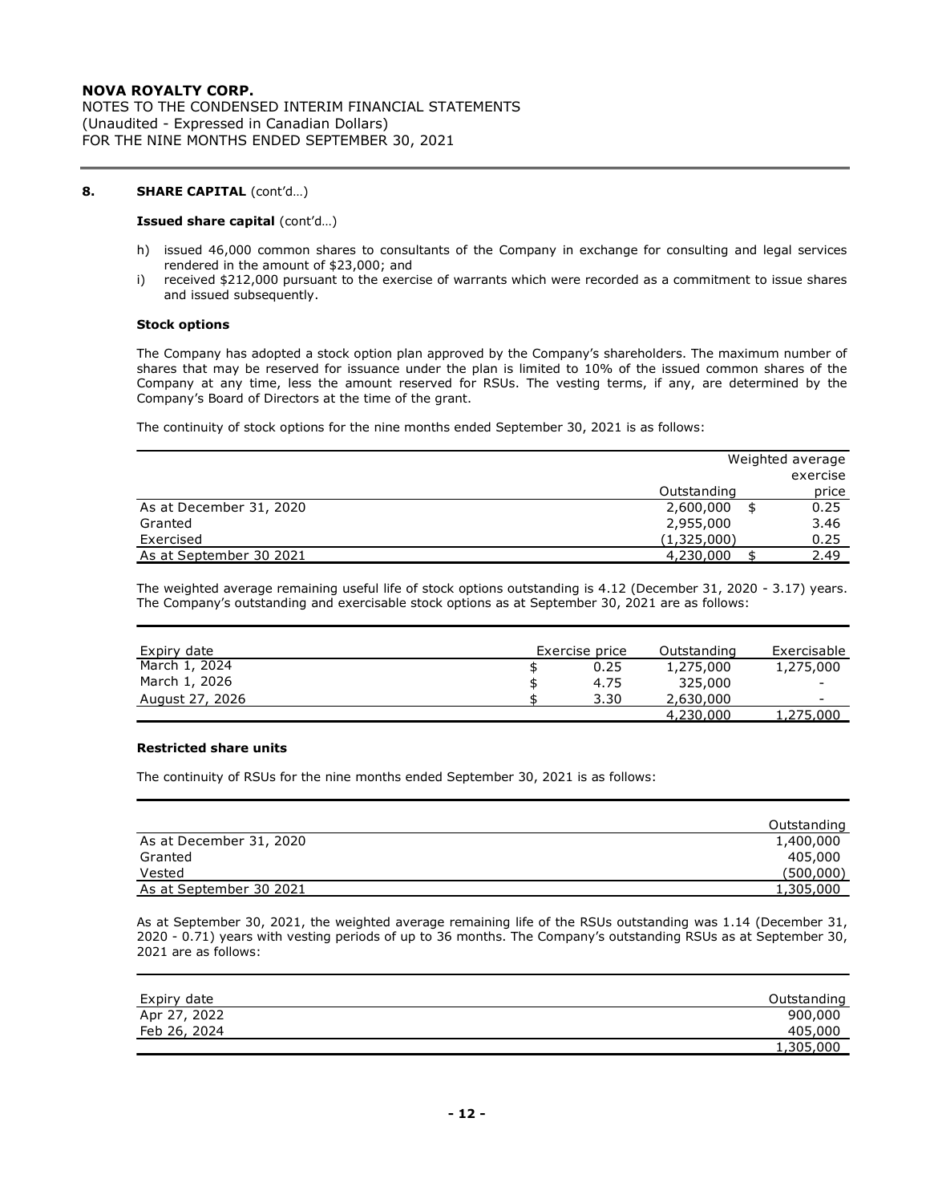## 8. SHARE CAPITAL (cont'd…)

### Issued share capital (cont'd…)

h) issued 46,000 common shares to consultants of the Company in exchange for consulting and legal services rendered in the amount of $23,000; and

i) received $212,000 pursuant to the exercise of warrants which were recorded as a commitment to issue shares and issued subsequently.

### Stock options

The Company has adopted a stock option plan approved by the Company's shareholders. The maximum number of shares that may be reserved for issuance under the plan is limited to 10% of the issued common shares of the Company at any time, less the amount reserved for RSUs. The vesting terms, if any, are determined by the Company's Board of Directors at the time of the grant.

The continuity of stock options for the nine months ended September 30, 2021 is as follows:

| | Outstanding | Weighted average exercise price |
|---|---|---|
| As at December 31, 2020 | 2,600,000 | $ 0.25 |
| Granted | 2,955,000 | 3.46 |
| Exercised | (1,325,000) | 0.25 |
| As at September 30 2021 | 4,230,000 | $ 2.49 |

The weighted average remaining useful life of stock options outstanding is 4.12 (December 31, 2020 - 3.17) years. The Company's outstanding and exercisable stock options as at September 30, 2021 are as follows:

| Expiry date | Exercise price | Outstanding | Exercisable |
|---|---|---|---|
| March 1, 2024 | $ 0.25 | 1,275,000 | 1,275,000 |
| March 1, 2026 | $ 4.75 | 325,000 | - |
| August 27, 2026 | $ 3.30 | 2,630,000 | - |
| | | 4,230,000 | 1,275,000 |

### Restricted share units

The continuity of RSUs for the nine months ended September 30, 2021 is as follows:

| | Outstanding |
|---|---|
| As at December 31, 2020 | 1,400,000 |
| Granted | 405,000 |
| Vested | (500,000) |
| As at September 30 2021 | 1,305,000 |

As at September 30, 2021, the weighted average remaining life of the RSUs outstanding was 1.14 (December 31, 2020 - 0.71) years with vesting periods of up to 36 months. The Company's outstanding RSUs as at September 30, 2021 are as follows:

| Expiry date | Outstanding |
|---|---|
| Apr 27, 2022 | 900,000 |
| Feb 26, 2024 | 405,000 |
| | 1,305,000 |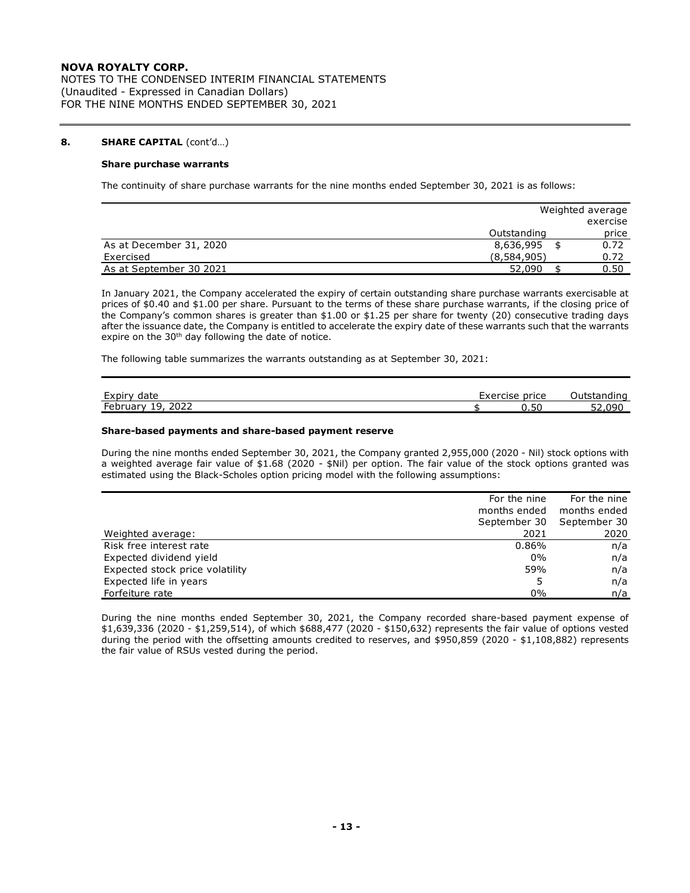**NOVA ROYALTY CORP.**
NOTES TO THE CONDENSED INTERIM FINANCIAL STATEMENTS
(Unaudited - Expressed in Canadian Dollars)
FOR THE NINE MONTHS ENDED SEPTEMBER 30, 2021

## 8. SHARE CAPITAL (cont'd…)

### Share purchase warrants

The continuity of share purchase warrants for the nine months ended September 30, 2021 is as follows:

| | Outstanding | Weighted average exercise price |
|---|---|---|
| As at December 31, 2020 | 8,636,995 | $ 0.72 |
| Exercised | (8,584,905) | 0.72 |
| As at September 30 2021 | 52,090 | $ 0.50 |

In January 2021, the Company accelerated the expiry of certain outstanding share purchase warrants exercisable at prices of $0.40 and $1.00 per share. Pursuant to the terms of these share purchase warrants, if the closing price of the Company's common shares is greater than $1.00 or $1.25 per share for twenty (20) consecutive trading days after the issuance date, the Company is entitled to accelerate the expiry date of these warrants such that the warrants expire on the 30th day following the date of notice.

The following table summarizes the warrants outstanding as at September 30, 2021:

| Expiry date | Exercise price | Outstanding |
|---|---|---|
| February 19, 2022 | $ 0.50 | 52,090 |

### Share-based payments and share-based payment reserve

During the nine months ended September 30, 2021, the Company granted 2,955,000 (2020 - Nil) stock options with a weighted average fair value of $1.68 (2020 - $Nil) per option. The fair value of the stock options granted was estimated using the Black-Scholes option pricing model with the following assumptions:

| Weighted average: | For the nine months ended September 30 2021 | For the nine months ended September 30 2020 |
|---|---|---|
| Risk free interest rate | 0.86% | n/a |
| Expected dividend yield | 0% | n/a |
| Expected stock price volatility | 59% | n/a |
| Expected life in years | 5 | n/a |
| Forfeiture rate | 0% | n/a |

During the nine months ended September 30, 2021, the Company recorded share-based payment expense of $1,639,336 (2020 - $1,259,514), of which $688,477 (2020 - $150,632) represents the fair value of options vested during the period with the offsetting amounts credited to reserves, and $950,859 (2020 - $1,108,882) represents the fair value of RSUs vested during the period.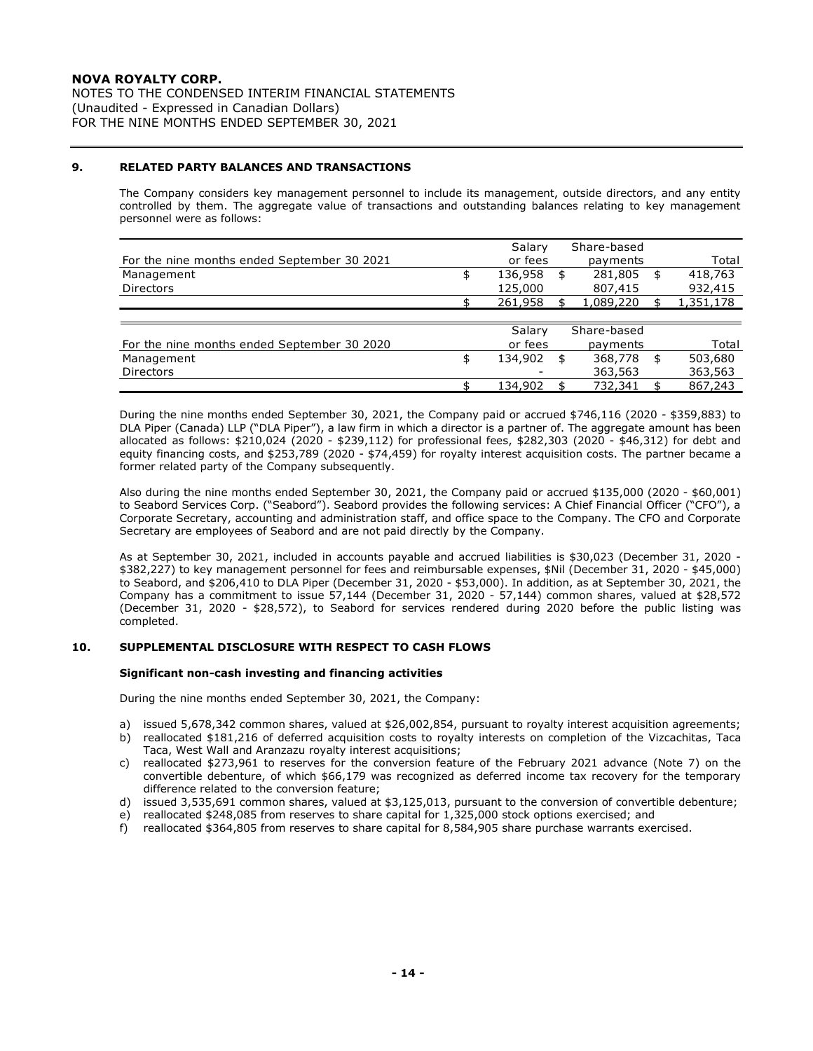NOVA ROYALTY CORP.
NOTES TO THE CONDENSED INTERIM FINANCIAL STATEMENTS
(Unaudited - Expressed in Canadian Dollars)
FOR THE NINE MONTHS ENDED SEPTEMBER 30, 2021

## 9. RELATED PARTY BALANCES AND TRANSACTIONS

The Company considers key management personnel to include its management, outside directors, and any entity controlled by them. The aggregate value of transactions and outstanding balances relating to key management personnel were as follows:

| For the nine months ended September 30 2021 | Salary or fees | Share-based payments | Total |
|---|---|---|---|
| Management | $ 136,958 | $ 281,805 | $ 418,763 |
| Directors | 125,000 | 807,415 | 932,415 |
| | $ 261,958 | $ 1,089,220 | $ 1,351,178 |

| For the nine months ended September 30 2020 | Salary or fees | Share-based payments | Total |
|---|---|---|---|
| Management | $ 134,902 | $ 368,778 | $ 503,680 |
| Directors | - | 363,563 | 363,563 |
| | $ 134,902 | $ 732,341 | $ 867,243 |

During the nine months ended September 30, 2021, the Company paid or accrued $746,116 (2020 - $359,883) to DLA Piper (Canada) LLP ("DLA Piper"), a law firm in which a director is a partner of. The aggregate amount has been allocated as follows: $210,024 (2020 - $239,112) for professional fees, $282,303 (2020 - $46,312) for debt and equity financing costs, and $253,789 (2020 - $74,459) for royalty interest acquisition costs. The partner became a former related party of the Company subsequently.

Also during the nine months ended September 30, 2021, the Company paid or accrued $135,000 (2020 - $60,001) to Seabord Services Corp. ("Seabord"). Seabord provides the following services: A Chief Financial Officer ("CFO"), a Corporate Secretary, accounting and administration staff, and office space to the Company. The CFO and Corporate Secretary are employees of Seabord and are not paid directly by the Company.

As at September 30, 2021, included in accounts payable and accrued liabilities is $30,023 (December 31, 2020 - $382,227) to key management personnel for fees and reimbursable expenses, $Nil (December 31, 2020 - $45,000) to Seabord, and $206,410 to DLA Piper (December 31, 2020 - $53,000). In addition, as at September 30, 2021, the Company has a commitment to issue 57,144 (December 31, 2020 - 57,144) common shares, valued at $28,572 (December 31, 2020 - $28,572), to Seabord for services rendered during 2020 before the public listing was completed.

## 10. SUPPLEMENTAL DISCLOSURE WITH RESPECT TO CASH FLOWS

**Significant non-cash investing and financing activities**

During the nine months ended September 30, 2021, the Company:

a) issued 5,678,342 common shares, valued at $26,002,854, pursuant to royalty interest acquisition agreements;
b) reallocated $181,216 of deferred acquisition costs to royalty interests on completion of the Vizcachitas, Taca Taca, West Wall and Aranzazu royalty interest acquisitions;
c) reallocated $273,961 to reserves for the conversion feature of the February 2021 advance (Note 7) on the convertible debenture, of which $66,179 was recognized as deferred income tax recovery for the temporary difference related to the conversion feature;
d) issued 3,535,691 common shares, valued at $3,125,013, pursuant to the conversion of convertible debenture;
e) reallocated $248,085 from reserves to share capital for 1,325,000 stock options exercised; and
f) reallocated $364,805 from reserves to share capital for 8,584,905 share purchase warrants exercised.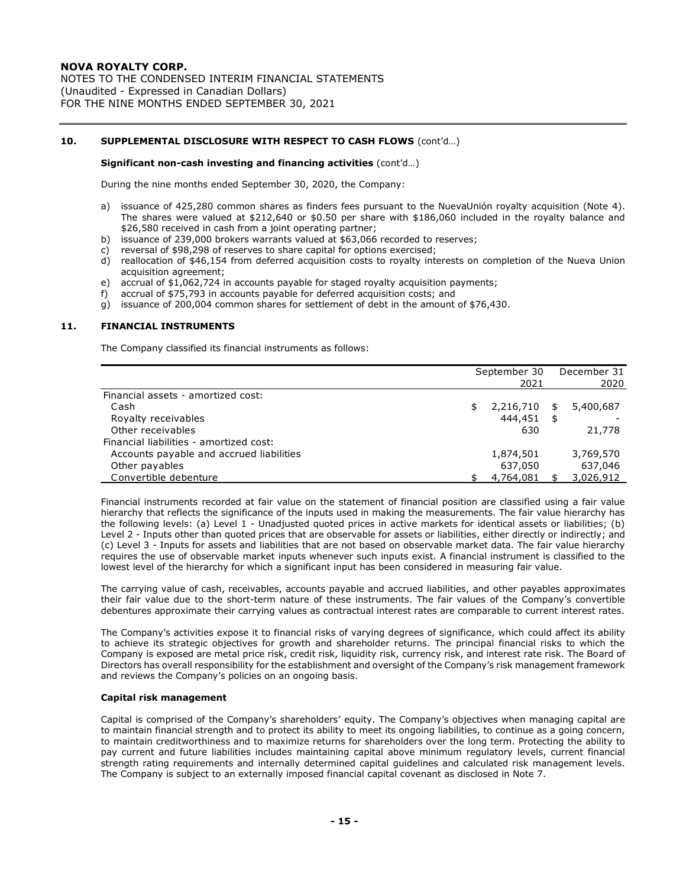## 10. SUPPLEMENTAL DISCLOSURE WITH RESPECT TO CASH FLOWS (cont'd…)

**Significant non-cash investing and financing activities** (cont'd…)

During the nine months ended September 30, 2020, the Company:

a) issuance of 425,280 common shares as finders fees pursuant to the NuevaUnión royalty acquisition (Note 4). The shares were valued at $212,640 or $0.50 per share with $186,060 included in the royalty balance and $26,580 received in cash from a joint operating partner;
b) issuance of 239,000 brokers warrants valued at $63,066 recorded to reserves;
c) reversal of $98,298 of reserves to share capital for options exercised;
d) reallocation of $46,154 from deferred acquisition costs to royalty interests on completion of the Nueva Union acquisition agreement;
e) accrual of $1,062,724 in accounts payable for staged royalty acquisition payments;
f) accrual of $75,793 in accounts payable for deferred acquisition costs; and
g) issuance of 200,004 common shares for settlement of debt in the amount of $76,430.

## 11. FINANCIAL INSTRUMENTS

The Company classified its financial instruments as follows:

| | September 30 2021 | December 31 2020 |
|---|---|---|
| Financial assets - amortized cost: | | |
| Cash | $ 2,216,710 | $ 5,400,687 |
| Royalty receivables | 444,451 | $ - |
| Other receivables | 630 | 21,778 |
| Financial liabilities - amortized cost: | | |
| Accounts payable and accrued liabilities | 1,874,501 | 3,769,570 |
| Other payables | 637,050 | 637,046 |
| Convertible debenture | $ 4,764,081 | $ 3,026,912 |

Financial instruments recorded at fair value on the statement of financial position are classified using a fair value hierarchy that reflects the significance of the inputs used in making the measurements. The fair value hierarchy has the following levels: (a) Level 1 - Unadjusted quoted prices in active markets for identical assets or liabilities; (b) Level 2 - Inputs other than quoted prices that are observable for assets or liabilities, either directly or indirectly; and (c) Level 3 - Inputs for assets and liabilities that are not based on observable market data. The fair value hierarchy requires the use of observable market inputs whenever such inputs exist. A financial instrument is classified to the lowest level of the hierarchy for which a significant input has been considered in measuring fair value.

The carrying value of cash, receivables, accounts payable and accrued liabilities, and other payables approximates their fair value due to the short-term nature of these instruments. The fair values of the Company's convertible debentures approximate their carrying values as contractual interest rates are comparable to current interest rates.

The Company's activities expose it to financial risks of varying degrees of significance, which could affect its ability to achieve its strategic objectives for growth and shareholder returns. The principal financial risks to which the Company is exposed are metal price risk, credit risk, liquidity risk, currency risk, and interest rate risk. The Board of Directors has overall responsibility for the establishment and oversight of the Company's risk management framework and reviews the Company's policies on an ongoing basis.

### Capital risk management

Capital is comprised of the Company's shareholders' equity. The Company's objectives when managing capital are to maintain financial strength and to protect its ability to meet its ongoing liabilities, to continue as a going concern, to maintain creditworthiness and to maximize returns for shareholders over the long term. Protecting the ability to pay current and future liabilities includes maintaining capital above minimum regulatory levels, current financial strength rating requirements and internally determined capital guidelines and calculated risk management levels. The Company is subject to an externally imposed financial capital covenant as disclosed in Note 7.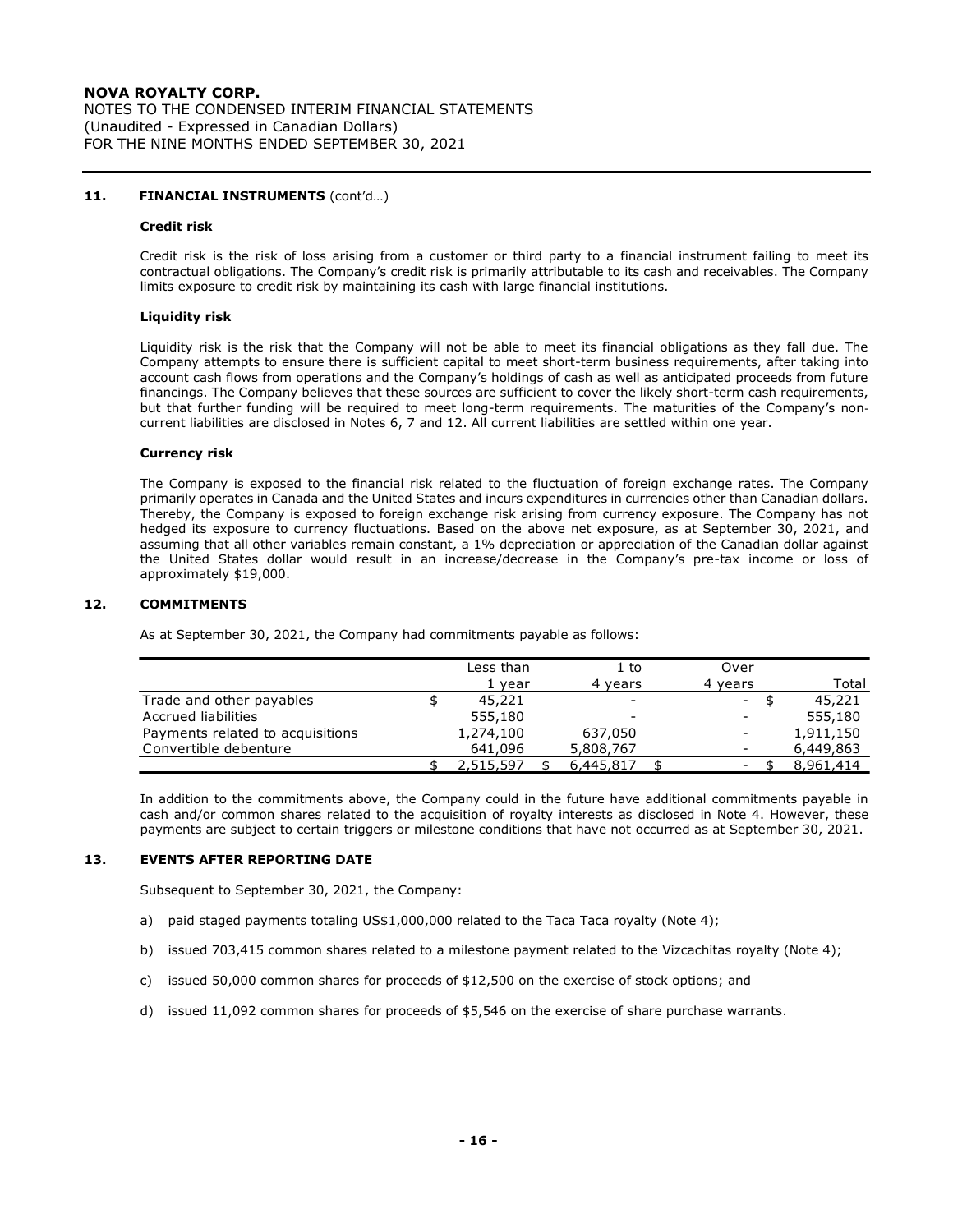## 11. FINANCIAL INSTRUMENTS (cont'd…)

### Credit risk

Credit risk is the risk of loss arising from a customer or third party to a financial instrument failing to meet its contractual obligations. The Company's credit risk is primarily attributable to its cash and receivables. The Company limits exposure to credit risk by maintaining its cash with large financial institutions.

### Liquidity risk

Liquidity risk is the risk that the Company will not be able to meet its financial obligations as they fall due. The Company attempts to ensure there is sufficient capital to meet short-term business requirements, after taking into account cash flows from operations and the Company's holdings of cash as well as anticipated proceeds from future financings. The Company believes that these sources are sufficient to cover the likely short-term cash requirements, but that further funding will be required to meet long-term requirements. The maturities of the Company's non-current liabilities are disclosed in Notes 6, 7 and 12. All current liabilities are settled within one year.

### Currency risk

The Company is exposed to the financial risk related to the fluctuation of foreign exchange rates. The Company primarily operates in Canada and the United States and incurs expenditures in currencies other than Canadian dollars. Thereby, the Company is exposed to foreign exchange risk arising from currency exposure. The Company has not hedged its exposure to currency fluctuations. Based on the above net exposure, as at September 30, 2021, and assuming that all other variables remain constant, a 1% depreciation or appreciation of the Canadian dollar against the United States dollar would result in an increase/decrease in the Company's pre-tax income or loss of approximately $19,000.

## 12. COMMITMENTS

As at September 30, 2021, the Company had commitments payable as follows:

| | Less than 1 year | 1 to 4 years | Over 4 years | Total |
|---|---|---|---|---|
| Trade and other payables | $ 45,221 | - | - | $ 45,221 |
| Accrued liabilities | 555,180 | - | - | 555,180 |
| Payments related to acquisitions | 1,274,100 | 637,050 | - | 1,911,150 |
| Convertible debenture | 641,096 | 5,808,767 | - | 6,449,863 |
| | $ 2,515,597 | $ 6,445,817 | $ - | $ 8,961,414 |

In addition to the commitments above, the Company could in the future have additional commitments payable in cash and/or common shares related to the acquisition of royalty interests as disclosed in Note 4. However, these payments are subject to certain triggers or milestone conditions that have not occurred as at September 30, 2021.

## 13. EVENTS AFTER REPORTING DATE

Subsequent to September 30, 2021, the Company:

a) paid staged payments totaling US$1,000,000 related to the Taca Taca royalty (Note 4);

b) issued 703,415 common shares related to a milestone payment related to the Vizcachitas royalty (Note 4);

c) issued 50,000 common shares for proceeds of $12,500 on the exercise of stock options; and

d) issued 11,092 common shares for proceeds of $5,546 on the exercise of share purchase warrants.